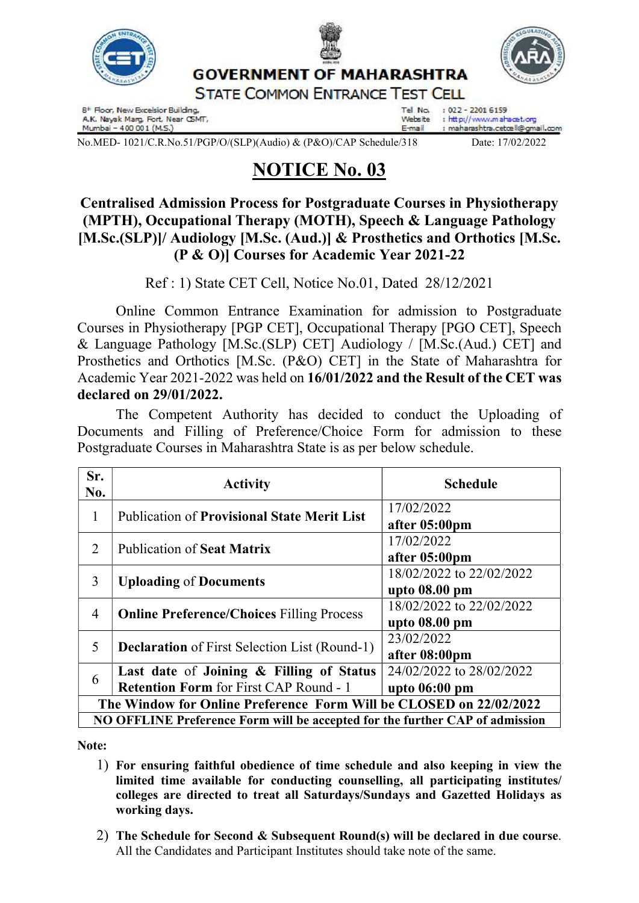# GOVERNMENT OF MAHARASHTRA

## STATE COMMON ENTRANCE TEST CELL

8th Floor, New Excelsior Building,
A.K. Nayak Marg, Fort, Near CSMT,
Mumbai – 400 001 (M.S.)

Tel No. : 022 - 2201 6159
Website : http://www.mahacet.org
E-mail : maharashtra.cetcell@gmail.com

No.MED- 1021/C.R.No.51/PGP/O/(SLP)(Audio) & (P&O)/CAP Schedule/318 Date: 17/02/2022

# NOTICE No. 03

### Centralised Admission Process for Postgraduate Courses in Physiotherapy (MPTH), Occupational Therapy (MOTH), Speech & Language Pathology [M.Sc.(SLP)]/ Audiology [M.Sc. (Aud.)] & Prosthetics and Orthotics [M.Sc. (P & O)] Courses for Academic Year 2021-22

Ref : 1) State CET Cell, Notice No.01, Dated 28/12/2021

Online Common Entrance Examination for admission to Postgraduate Courses in Physiotherapy [PGP CET], Occupational Therapy [PGO CET], Speech & Language Pathology [M.Sc.(SLP) CET] Audiology / [M.Sc.(Aud.) CET] and Prosthetics and Orthotics [M.Sc. (P&O) CET] in the State of Maharashtra for Academic Year 2021-2022 was held on **16/01/2022 and the Result of the CET was declared on 29/01/2022.**

The Competent Authority has decided to conduct the Uploading of Documents and Filling of Preference/Choice Form for admission to these Postgraduate Courses in Maharashtra State is as per below schedule.

| Sr. No. | Activity | Schedule |
|---|---|---|
| 1 | Publication of **Provisional State Merit List** | 17/02/2022 **after 05:00pm** |
| 2 | Publication of **Seat Matrix** | 17/02/2022 **after 05:00pm** |
| 3 | **Uploading** of **Documents** | 18/02/2022 to 22/02/2022 **upto 08.00 pm** |
| 4 | **Online Preference/Choices** Filling Process | 18/02/2022 to 22/02/2022 **upto 08.00 pm** |
| 5 | **Declaration** of First Selection List (Round-1) | 23/02/2022 **after 08:00pm** |
| 6 | **Last date** of **Joining & Filling of Status Retention Form** for First CAP Round - 1 | 24/02/2022 to 28/02/2022 **upto 06:00 pm** |
| **The Window for Online Preference Form Will be CLOSED on 22/02/2022** | | |
| **NO OFFLINE Preference Form will be accepted for the further CAP of admission** | | |

**Note:**

1) **For ensuring faithful obedience of time schedule and also keeping in view the limited time available for conducting counselling, all participating institutes/ colleges are directed to treat all Saturdays/Sundays and Gazetted Holidays as working days.**
2) **The Schedule for Second & Subsequent Round(s) will be declared in due course**. All the Candidates and Participant Institutes should take note of the same.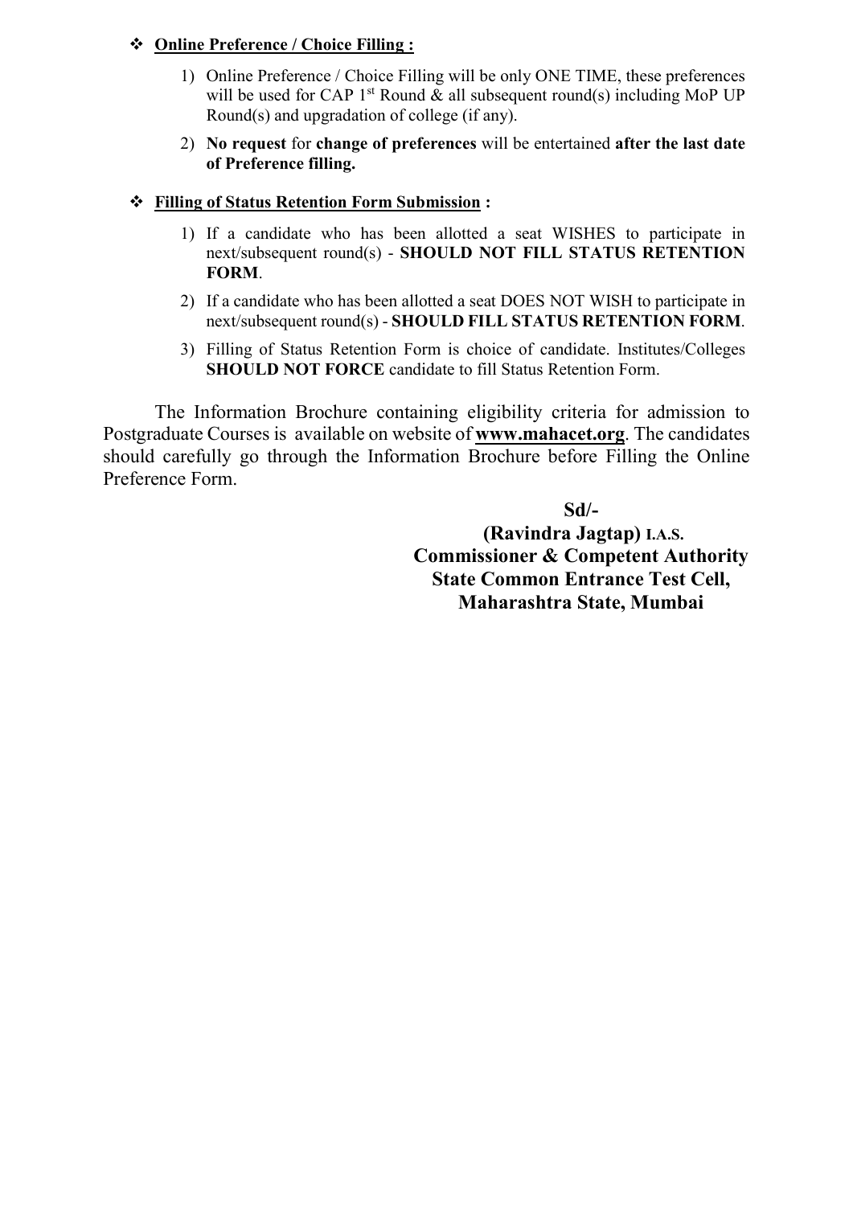❖ **Online Preference / Choice Filling :**

1) Online Preference / Choice Filling will be only ONE TIME, these preferences will be used for CAP 1st Round & all subsequent round(s) including MoP UP Round(s) and upgradation of college (if any).
2) **No request** for **change of preferences** will be entertained **after the last date of Preference filling.**

❖ **Filling of Status Retention Form Submission :**

1) If a candidate who has been allotted a seat WISHES to participate in next/subsequent round(s) - **SHOULD NOT FILL STATUS RETENTION FORM**.
2) If a candidate who has been allotted a seat DOES NOT WISH to participate in next/subsequent round(s) - **SHOULD FILL STATUS RETENTION FORM**.
3) Filling of Status Retention Form is choice of candidate. Institutes/Colleges **SHOULD NOT FORCE** candidate to fill Status Retention Form.

The Information Brochure containing eligibility criteria for admission to Postgraduate Courses is available on website of **www.mahacet.org**. The candidates should carefully go through the Information Brochure before Filling the Online Preference Form.

**Sd/-**
**(Ravindra Jagtap) I.A.S.**
**Commissioner & Competent Authority**
**State Common Entrance Test Cell,**
**Maharashtra State, Mumbai**